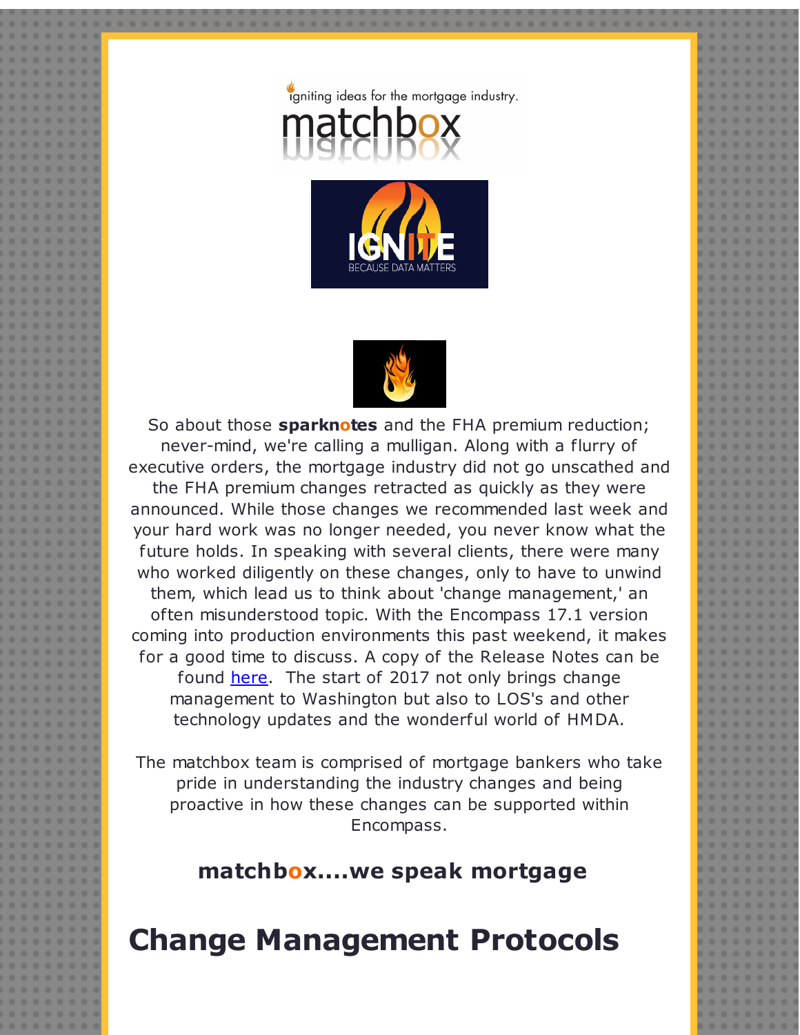igniting ideas for the mortgage industry.

matchbox

IGNITE
BECAUSE DATA MATTERS

So about those **sparknotes** and the FHA premium reduction; never-mind, we're calling a mulligan. Along with a flurry of executive orders, the mortgage industry did not go unscathed and the FHA premium changes retracted as quickly as they were announced. While those changes we recommended last week and your hard work was no longer needed, you never know what the future holds. In speaking with several clients, there were many who worked diligently on these changes, only to have to unwind them, which lead us to think about 'change management,' an often misunderstood topic. With the Encompass 17.1 version coming into production environments this past weekend, it makes for a good time to discuss. A copy of the Release Notes can be found here. The start of 2017 not only brings change management to Washington but also to LOS's and other technology updates and the wonderful world of HMDA.

The matchbox team is comprised of mortgage bankers who take pride in understanding the industry changes and being proactive in how these changes can be supported within Encompass.

**matchbox....we speak mortgage**

# Change Management Protocols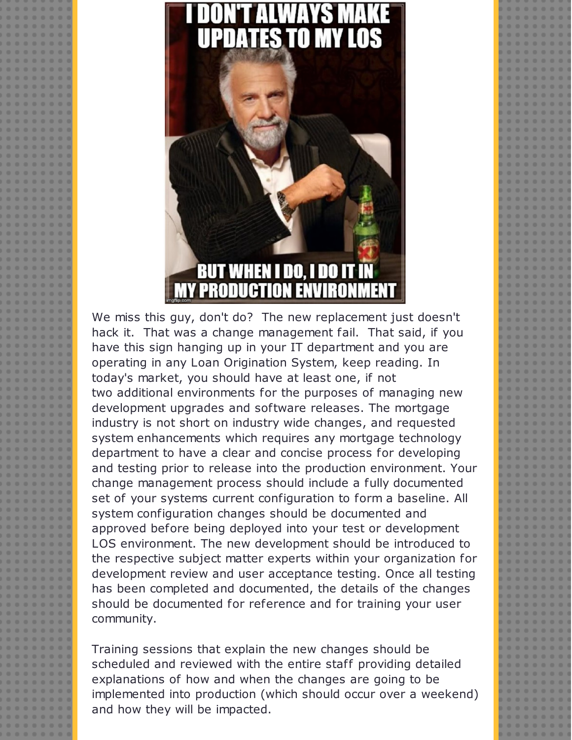We miss this guy, don't do? The new replacement just doesn't hack it. That was a change management fail. That said, if you have this sign hanging up in your IT department and you are operating in any Loan Origination System, keep reading. In today's market, you should have at least one, if not two additional environments for the purposes of managing new development upgrades and software releases. The mortgage industry is not short on industry wide changes, and requested system enhancements which requires any mortgage technology department to have a clear and concise process for developing and testing prior to release into the production environment. Your change management process should include a fully documented set of your systems current configuration to form a baseline. All system configuration changes should be documented and approved before being deployed into your test or development LOS environment. The new development should be introduced to the respective subject matter experts within your organization for development review and user acceptance testing. Once all testing has been completed and documented, the details of the changes should be documented for reference and for training your user community.

Training sessions that explain the new changes should be scheduled and reviewed with the entire staff providing detailed explanations of how and when the changes are going to be implemented into production (which should occur over a weekend) and how they will be impacted.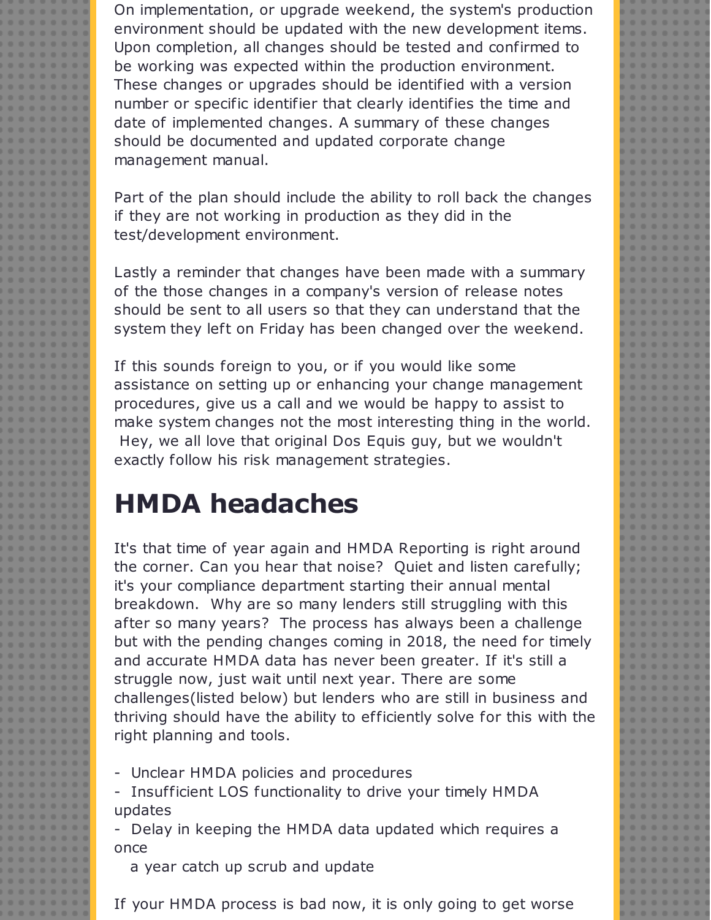On implementation, or upgrade weekend, the system's production environment should be updated with the new development items. Upon completion, all changes should be tested and confirmed to be working was expected within the production environment. These changes or upgrades should be identified with a version number or specific identifier that clearly identifies the time and date of implemented changes. A summary of these changes should be documented and updated corporate change management manual.

Part of the plan should include the ability to roll back the changes if they are not working in production as they did in the test/development environment.

Lastly a reminder that changes have been made with a summary of the those changes in a company's version of release notes should be sent to all users so that they can understand that the system they left on Friday has been changed over the weekend.

If this sounds foreign to you, or if you would like some assistance on setting up or enhancing your change management procedures, give us a call and we would be happy to assist to make system changes not the most interesting thing in the world. Hey, we all love that original Dos Equis guy, but we wouldn't exactly follow his risk management strategies.

# HMDA headaches

It's that time of year again and HMDA Reporting is right around the corner. Can you hear that noise? Quiet and listen carefully; it's your compliance department starting their annual mental breakdown. Why are so many lenders still struggling with this after so many years? The process has always been a challenge but with the pending changes coming in 2018, the need for timely and accurate HMDA data has never been greater. If it's still a struggle now, just wait until next year. There are some challenges(listed below) but lenders who are still in business and thriving should have the ability to efficiently solve for this with the right planning and tools.

- Unclear HMDA policies and procedures
- Insufficient LOS functionality to drive your timely HMDA updates
- Delay in keeping the HMDA data updated which requires a once a year catch up scrub and update

If your HMDA process is bad now, it is only going to get worse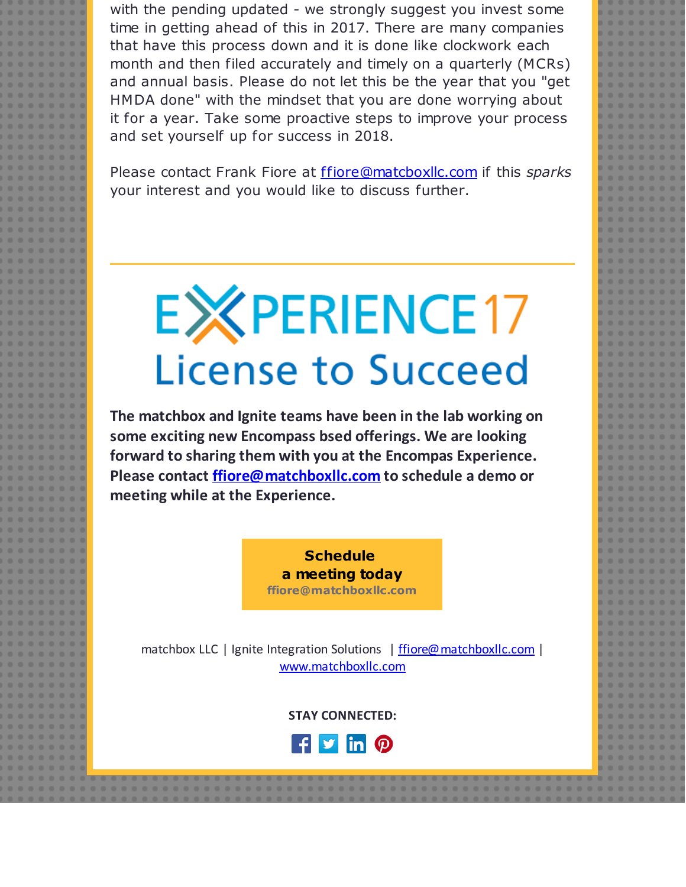with the pending updated - we strongly suggest you invest some time in getting ahead of this in 2017. There are many companies that have this process down and it is done like clockwork each month and then filed accurately and timely on a quarterly (MCRs) and annual basis. Please do not let this be the year that you "get HMDA done" with the mindset that you are done worrying about it for a year. Take some proactive steps to improve your process and set yourself up for success in 2018.

Please contact Frank Fiore at ffiore@matcboxllc.com if this *sparks* your interest and you would like to discuss further.

---

# EXPERIENCE 17

## License to Succeed

**The matchbox and Ignite teams have been in the lab working on some exciting new Encompass bsed offerings. We are looking forward to sharing them with you at the Encompas Experience. Please contact ffiore@matchboxllc.com to schedule a demo or meeting while at the Experience.**

**Schedule a meeting today**
**ffiore@matchboxllc.com**

matchbox LLC | Ignite Integration Solutions | ffiore@matchboxllc.com | www.matchboxllc.com

**STAY CONNECTED:**